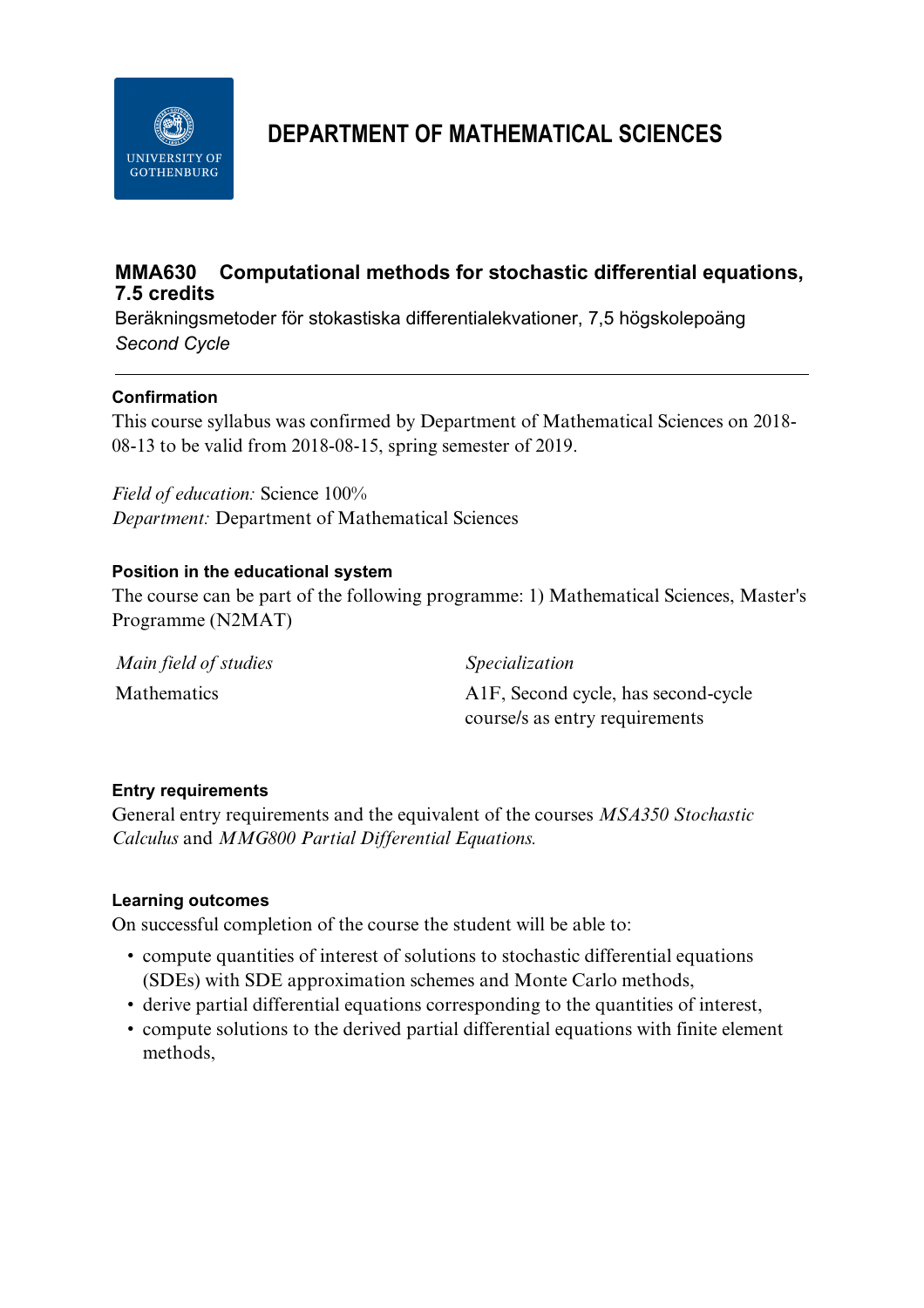# DEPARTMENT OF MATHEMATICAL SCIENCES

## MMA630 Computational methods for stochastic differential equations, 7.5 credits

Beräkningsmetoder för stokastiska differentialekvationer, 7,5 högskolepoäng

*Second Cycle*

---

### Confirmation

This course syllabus was confirmed by Department of Mathematical Sciences on 2018-08-13 to be valid from 2018-08-15, spring semester of 2019.

*Field of education:* Science 100%

*Department:* Department of Mathematical Sciences

### Position in the educational system

The course can be part of the following programme: 1) Mathematical Sciences, Master's Programme (N2MAT)

| *Main field of studies* | *Specialization* |
|---|---|
| Mathematics | A1F, Second cycle, has second-cycle course/s as entry requirements |

### Entry requirements

General entry requirements and the equivalent of the courses *MSA350 Stochastic Calculus* and *MMG800 Partial Differential Equations.*

### Learning outcomes

On successful completion of the course the student will be able to:

- compute quantities of interest of solutions to stochastic differential equations (SDEs) with SDE approximation schemes and Monte Carlo methods,
- derive partial differential equations corresponding to the quantities of interest,
- compute solutions to the derived partial differential equations with finite element methods,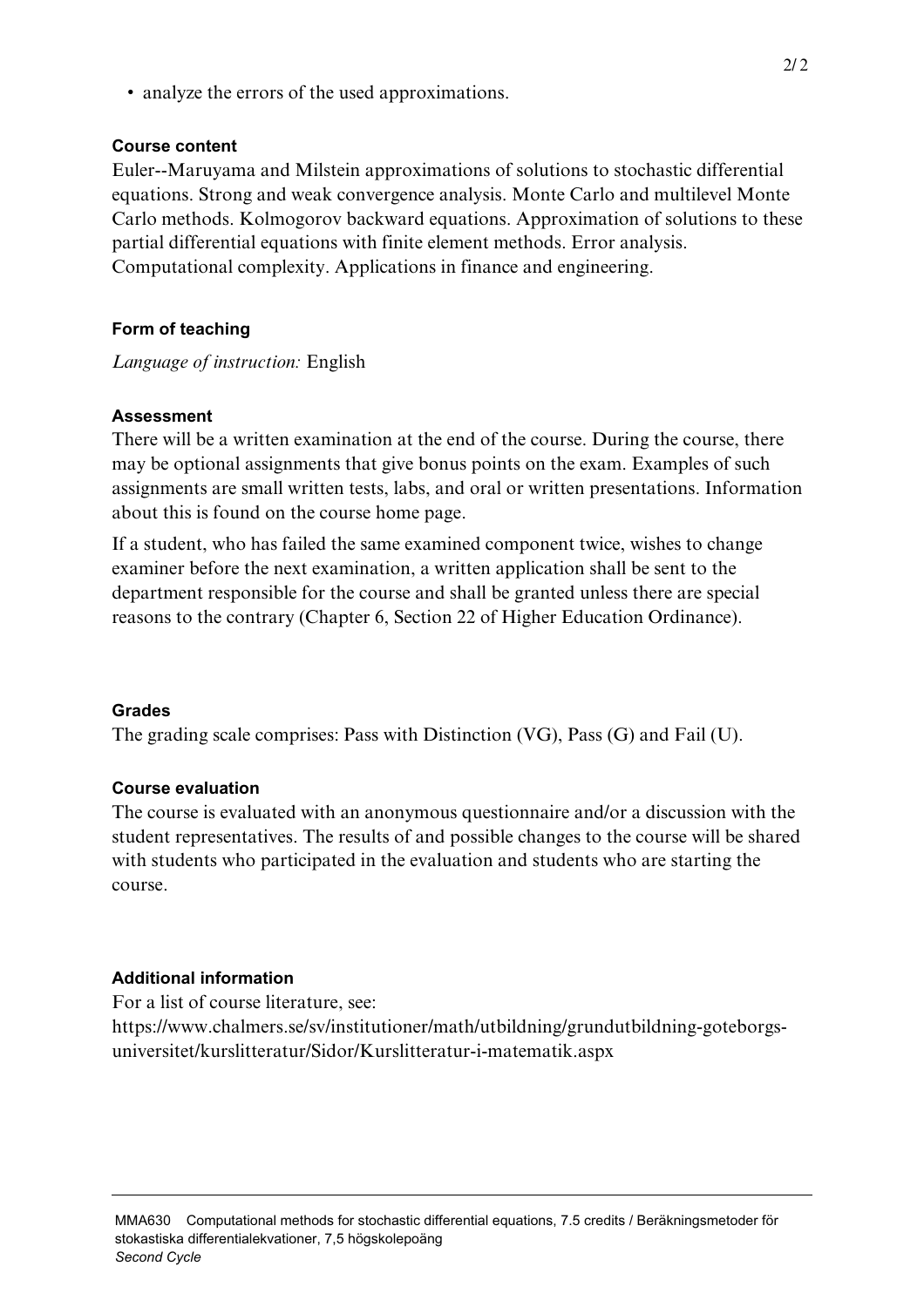- analyze the errors of the used approximations.

### Course content

Euler--Maruyama and Milstein approximations of solutions to stochastic differential equations. Strong and weak convergence analysis. Monte Carlo and multilevel Monte Carlo methods. Kolmogorov backward equations. Approximation of solutions to these partial differential equations with finite element methods. Error analysis. Computational complexity. Applications in finance and engineering.

### Form of teaching

*Language of instruction:* English

### Assessment

There will be a written examination at the end of the course. During the course, there may be optional assignments that give bonus points on the exam. Examples of such assignments are small written tests, labs, and oral or written presentations. Information about this is found on the course home page.

If a student, who has failed the same examined component twice, wishes to change examiner before the next examination, a written application shall be sent to the department responsible for the course and shall be granted unless there are special reasons to the contrary (Chapter 6, Section 22 of Higher Education Ordinance).

### Grades

The grading scale comprises: Pass with Distinction (VG), Pass (G) and Fail (U).

### Course evaluation

The course is evaluated with an anonymous questionnaire and/or a discussion with the student representatives. The results of and possible changes to the course will be shared with students who participated in the evaluation and students who are starting the course.

### Additional information

For a list of course literature, see:
https://www.chalmers.se/sv/institutioner/math/utbildning/grundutbildning-goteborgs-universitet/kurslitteratur/Sidor/Kurslitteratur-i-matematik.aspx